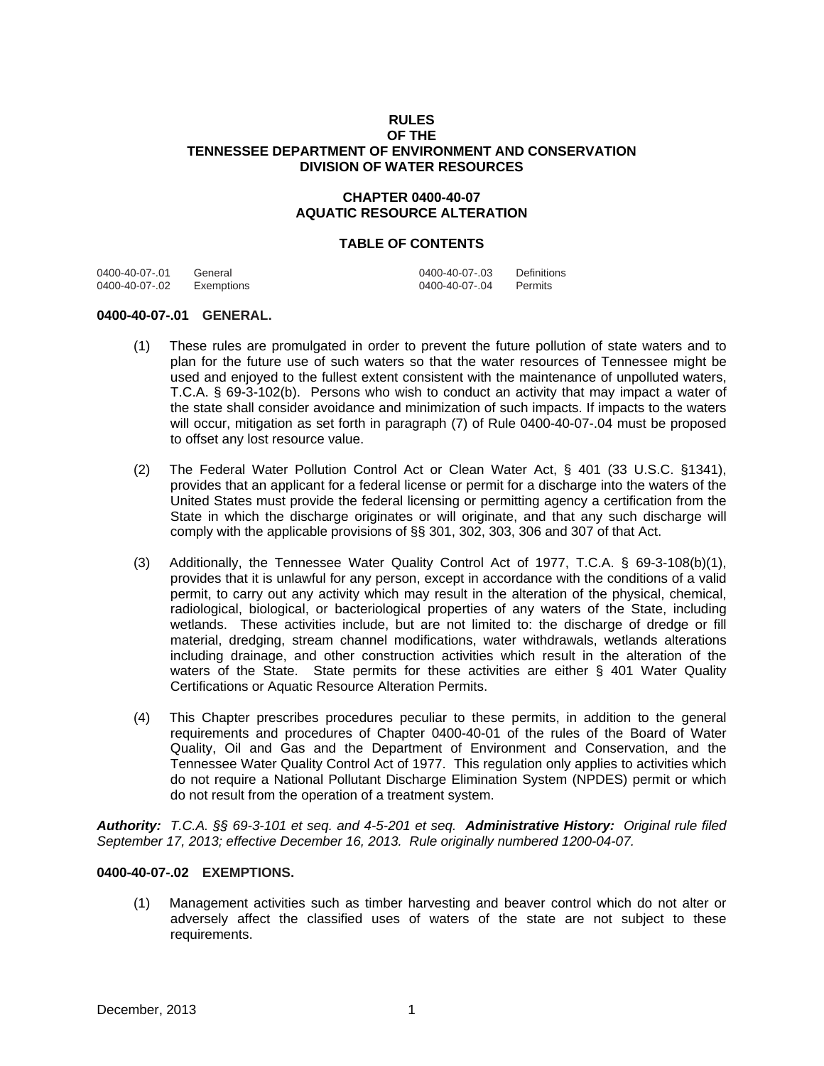# RULES
# OF THE
# TENNESSEE DEPARTMENT OF ENVIRONMENT AND CONSERVATION
# DIVISION OF WATER RESOURCES

## CHAPTER 0400-40-07
## AQUATIC RESOURCE ALTERATION

### TABLE OF CONTENTS

| | | | |
|---|---|---|---|
| 0400-40-07-.01 | General | 0400-40-07-.03 | Definitions |
| 0400-40-07-.02 | Exemptions | 0400-40-07-.04 | Permits |

**0400-40-07-.01 GENERAL.**

(1) These rules are promulgated in order to prevent the future pollution of state waters and to plan for the future use of such waters so that the water resources of Tennessee might be used and enjoyed to the fullest extent consistent with the maintenance of unpolluted waters, T.C.A. § 69-3-102(b). Persons who wish to conduct an activity that may impact a water of the state shall consider avoidance and minimization of such impacts. If impacts to the waters will occur, mitigation as set forth in paragraph (7) of Rule 0400-40-07-.04 must be proposed to offset any lost resource value.

(2) The Federal Water Pollution Control Act or Clean Water Act, § 401 (33 U.S.C. §1341), provides that an applicant for a federal license or permit for a discharge into the waters of the United States must provide the federal licensing or permitting agency a certification from the State in which the discharge originates or will originate, and that any such discharge will comply with the applicable provisions of §§ 301, 302, 303, 306 and 307 of that Act.

(3) Additionally, the Tennessee Water Quality Control Act of 1977, T.C.A. § 69-3-108(b)(1), provides that it is unlawful for any person, except in accordance with the conditions of a valid permit, to carry out any activity which may result in the alteration of the physical, chemical, radiological, biological, or bacteriological properties of any waters of the State, including wetlands. These activities include, but are not limited to: the discharge of dredge or fill material, dredging, stream channel modifications, water withdrawals, wetlands alterations including drainage, and other construction activities which result in the alteration of the waters of the State. State permits for these activities are either § 401 Water Quality Certifications or Aquatic Resource Alteration Permits.

(4) This Chapter prescribes procedures peculiar to these permits, in addition to the general requirements and procedures of Chapter 0400-40-01 of the rules of the Board of Water Quality, Oil and Gas and the Department of Environment and Conservation, and the Tennessee Water Quality Control Act of 1977. This regulation only applies to activities which do not require a National Pollutant Discharge Elimination System (NPDES) permit or which do not result from the operation of a treatment system.

***Authority:*** *T.C.A. §§ 69-3-101 et seq. and 4-5-201 et seq.* ***Administrative History:*** *Original rule filed September 17, 2013; effective December 16, 2013. Rule originally numbered 1200-04-07.*

**0400-40-07-.02 EXEMPTIONS.**

(1) Management activities such as timber harvesting and beaver control which do not alter or adversely affect the classified uses of waters of the state are not subject to these requirements.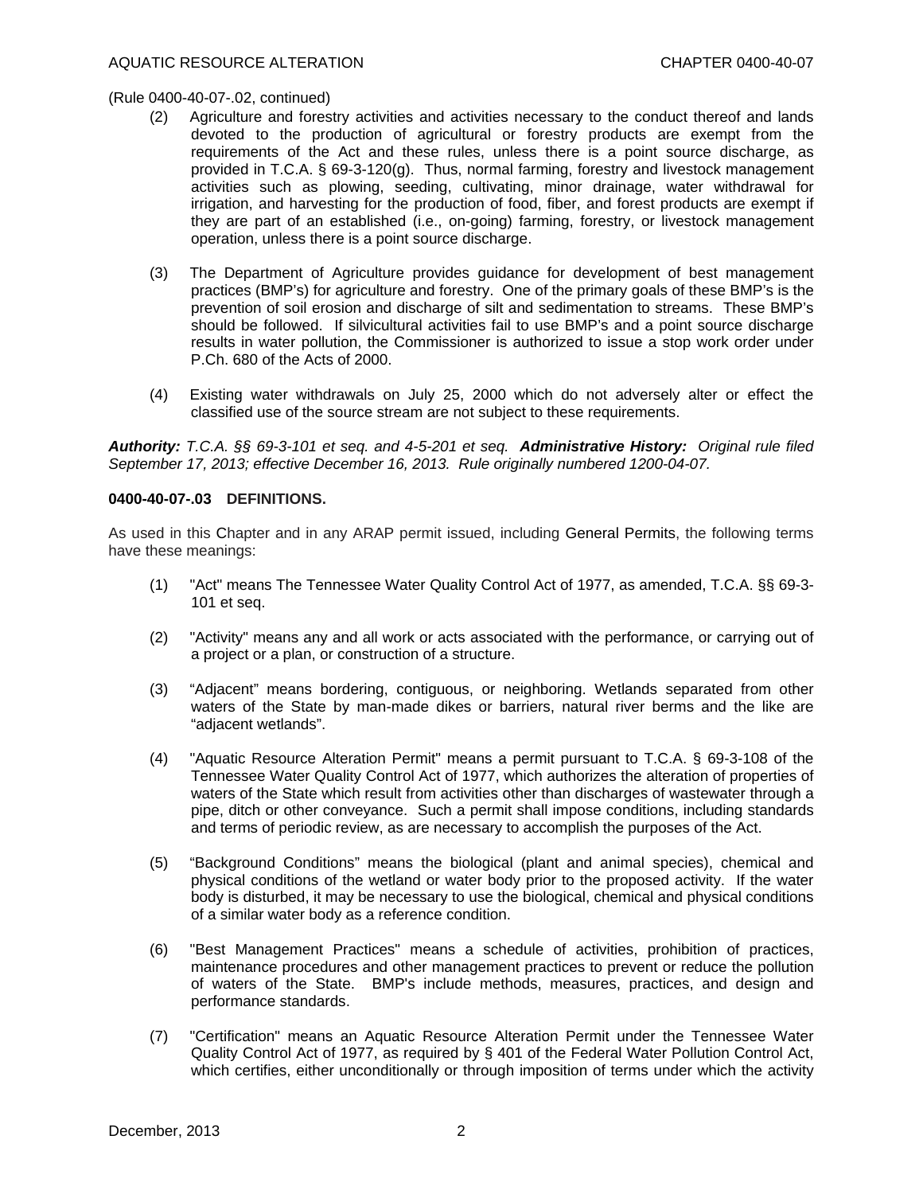(Rule 0400-40-07-.02, continued)

(2) Agriculture and forestry activities and activities necessary to the conduct thereof and lands devoted to the production of agricultural or forestry products are exempt from the requirements of the Act and these rules, unless there is a point source discharge, as provided in T.C.A. § 69-3-120(g). Thus, normal farming, forestry and livestock management activities such as plowing, seeding, cultivating, minor drainage, water withdrawal for irrigation, and harvesting for the production of food, fiber, and forest products are exempt if they are part of an established (i.e., on-going) farming, forestry, or livestock management operation, unless there is a point source discharge.

(3) The Department of Agriculture provides guidance for development of best management practices (BMP's) for agriculture and forestry. One of the primary goals of these BMP's is the prevention of soil erosion and discharge of silt and sedimentation to streams. These BMP's should be followed. If silvicultural activities fail to use BMP's and a point source discharge results in water pollution, the Commissioner is authorized to issue a stop work order under P.Ch. 680 of the Acts of 2000.

(4) Existing water withdrawals on July 25, 2000 which do not adversely alter or effect the classified use of the source stream are not subject to these requirements.

***Authority:*** *T.C.A. §§ 69-3-101 et seq. and 4-5-201 et seq.* ***Administrative History:*** *Original rule filed September 17, 2013; effective December 16, 2013. Rule originally numbered 1200-04-07.*

**0400-40-07-.03 DEFINITIONS.**

As used in this Chapter and in any ARAP permit issued, including General Permits, the following terms have these meanings:

(1) "Act" means The Tennessee Water Quality Control Act of 1977, as amended, T.C.A. §§ 69-3-101 et seq.

(2) "Activity" means any and all work or acts associated with the performance, or carrying out of a project or a plan, or construction of a structure.

(3) "Adjacent" means bordering, contiguous, or neighboring. Wetlands separated from other waters of the State by man-made dikes or barriers, natural river berms and the like are "adjacent wetlands".

(4) "Aquatic Resource Alteration Permit" means a permit pursuant to T.C.A. § 69-3-108 of the Tennessee Water Quality Control Act of 1977, which authorizes the alteration of properties of waters of the State which result from activities other than discharges of wastewater through a pipe, ditch or other conveyance. Such a permit shall impose conditions, including standards and terms of periodic review, as are necessary to accomplish the purposes of the Act.

(5) "Background Conditions" means the biological (plant and animal species), chemical and physical conditions of the wetland or water body prior to the proposed activity. If the water body is disturbed, it may be necessary to use the biological, chemical and physical conditions of a similar water body as a reference condition.

(6) "Best Management Practices" means a schedule of activities, prohibition of practices, maintenance procedures and other management practices to prevent or reduce the pollution of waters of the State. BMP's include methods, measures, practices, and design and performance standards.

(7) "Certification" means an Aquatic Resource Alteration Permit under the Tennessee Water Quality Control Act of 1977, as required by § 401 of the Federal Water Pollution Control Act, which certifies, either unconditionally or through imposition of terms under which the activity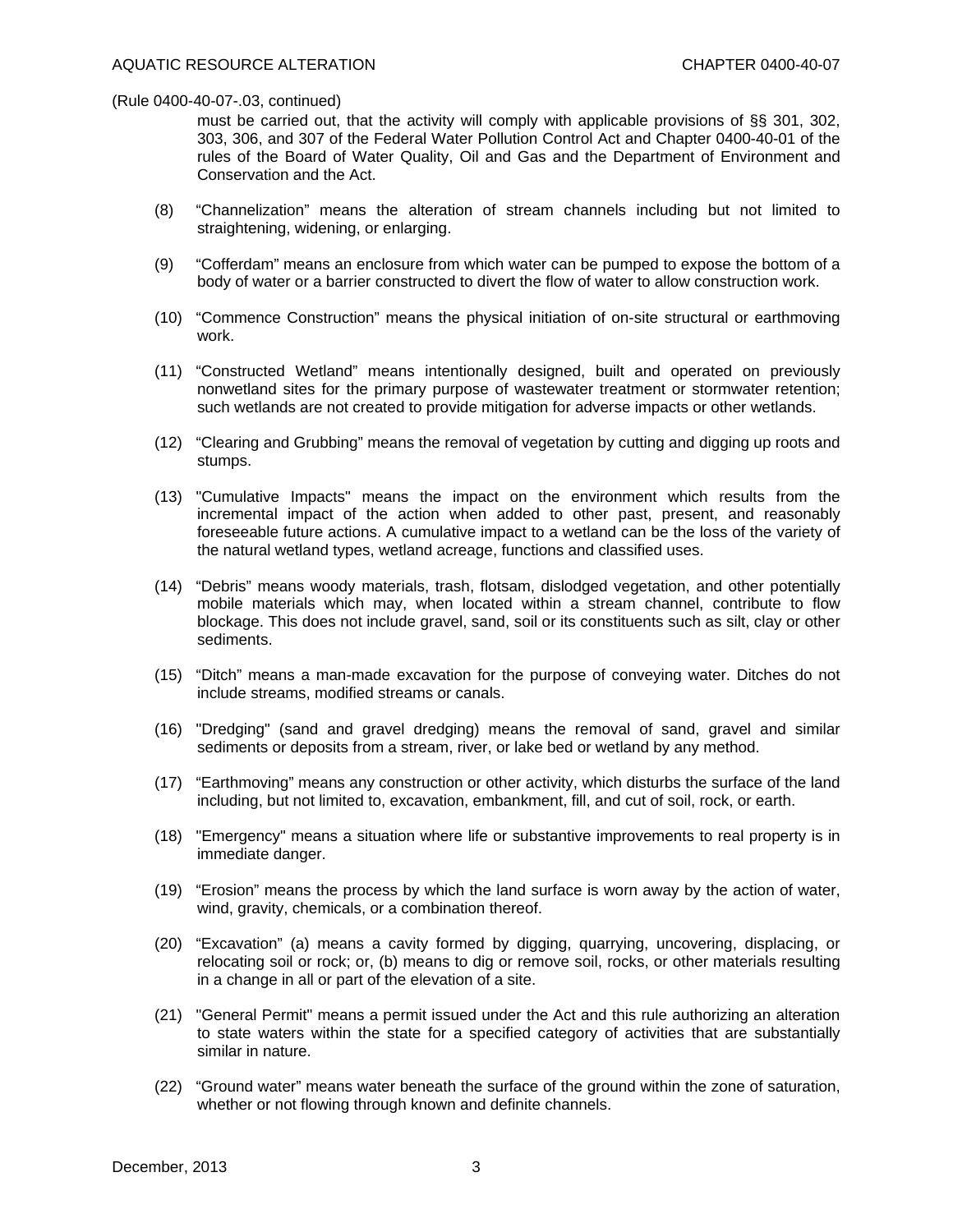(Rule 0400-40-07-.03, continued)

must be carried out, that the activity will comply with applicable provisions of §§ 301, 302, 303, 306, and 307 of the Federal Water Pollution Control Act and Chapter 0400-40-01 of the rules of the Board of Water Quality, Oil and Gas and the Department of Environment and Conservation and the Act.

(8) "Channelization" means the alteration of stream channels including but not limited to straightening, widening, or enlarging.

(9) "Cofferdam" means an enclosure from which water can be pumped to expose the bottom of a body of water or a barrier constructed to divert the flow of water to allow construction work.

(10) "Commence Construction" means the physical initiation of on-site structural or earthmoving work.

(11) "Constructed Wetland" means intentionally designed, built and operated on previously nonwetland sites for the primary purpose of wastewater treatment or stormwater retention; such wetlands are not created to provide mitigation for adverse impacts or other wetlands.

(12) "Clearing and Grubbing" means the removal of vegetation by cutting and digging up roots and stumps.

(13) "Cumulative Impacts" means the impact on the environment which results from the incremental impact of the action when added to other past, present, and reasonably foreseeable future actions. A cumulative impact to a wetland can be the loss of the variety of the natural wetland types, wetland acreage, functions and classified uses.

(14) "Debris" means woody materials, trash, flotsam, dislodged vegetation, and other potentially mobile materials which may, when located within a stream channel, contribute to flow blockage. This does not include gravel, sand, soil or its constituents such as silt, clay or other sediments.

(15) "Ditch" means a man-made excavation for the purpose of conveying water. Ditches do not include streams, modified streams or canals.

(16) "Dredging" (sand and gravel dredging) means the removal of sand, gravel and similar sediments or deposits from a stream, river, or lake bed or wetland by any method.

(17) "Earthmoving" means any construction or other activity, which disturbs the surface of the land including, but not limited to, excavation, embankment, fill, and cut of soil, rock, or earth.

(18) "Emergency" means a situation where life or substantive improvements to real property is in immediate danger.

(19) "Erosion" means the process by which the land surface is worn away by the action of water, wind, gravity, chemicals, or a combination thereof.

(20) "Excavation" (a) means a cavity formed by digging, quarrying, uncovering, displacing, or relocating soil or rock; or, (b) means to dig or remove soil, rocks, or other materials resulting in a change in all or part of the elevation of a site.

(21) "General Permit" means a permit issued under the Act and this rule authorizing an alteration to state waters within the state for a specified category of activities that are substantially similar in nature.

(22) "Ground water" means water beneath the surface of the ground within the zone of saturation, whether or not flowing through known and definite channels.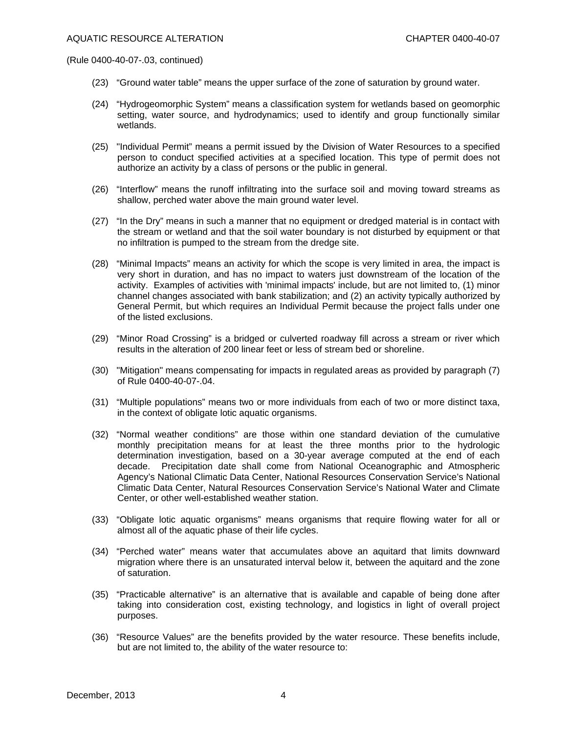(Rule 0400-40-07-.03, continued)

(23) "Ground water table" means the upper surface of the zone of saturation by ground water.

(24) "Hydrogeomorphic System" means a classification system for wetlands based on geomorphic setting, water source, and hydrodynamics; used to identify and group functionally similar wetlands.

(25) "Individual Permit" means a permit issued by the Division of Water Resources to a specified person to conduct specified activities at a specified location. This type of permit does not authorize an activity by a class of persons or the public in general.

(26) "Interflow" means the runoff infiltrating into the surface soil and moving toward streams as shallow, perched water above the main ground water level.

(27) "In the Dry" means in such a manner that no equipment or dredged material is in contact with the stream or wetland and that the soil water boundary is not disturbed by equipment or that no infiltration is pumped to the stream from the dredge site.

(28) "Minimal Impacts" means an activity for which the scope is very limited in area, the impact is very short in duration, and has no impact to waters just downstream of the location of the activity. Examples of activities with 'minimal impacts' include, but are not limited to, (1) minor channel changes associated with bank stabilization; and (2) an activity typically authorized by General Permit, but which requires an Individual Permit because the project falls under one of the listed exclusions.

(29) "Minor Road Crossing" is a bridged or culverted roadway fill across a stream or river which results in the alteration of 200 linear feet or less of stream bed or shoreline.

(30) "Mitigation" means compensating for impacts in regulated areas as provided by paragraph (7) of Rule 0400-40-07-.04.

(31) "Multiple populations" means two or more individuals from each of two or more distinct taxa, in the context of obligate lotic aquatic organisms.

(32) "Normal weather conditions" are those within one standard deviation of the cumulative monthly precipitation means for at least the three months prior to the hydrologic determination investigation, based on a 30-year average computed at the end of each decade. Precipitation date shall come from National Oceanographic and Atmospheric Agency's National Climatic Data Center, National Resources Conservation Service's National Climatic Data Center, Natural Resources Conservation Service's National Water and Climate Center, or other well-established weather station.

(33) "Obligate lotic aquatic organisms" means organisms that require flowing water for all or almost all of the aquatic phase of their life cycles.

(34) "Perched water" means water that accumulates above an aquitard that limits downward migration where there is an unsaturated interval below it, between the aquitard and the zone of saturation.

(35) "Practicable alternative" is an alternative that is available and capable of being done after taking into consideration cost, existing technology, and logistics in light of overall project purposes.

(36) "Resource Values" are the benefits provided by the water resource. These benefits include, but are not limited to, the ability of the water resource to: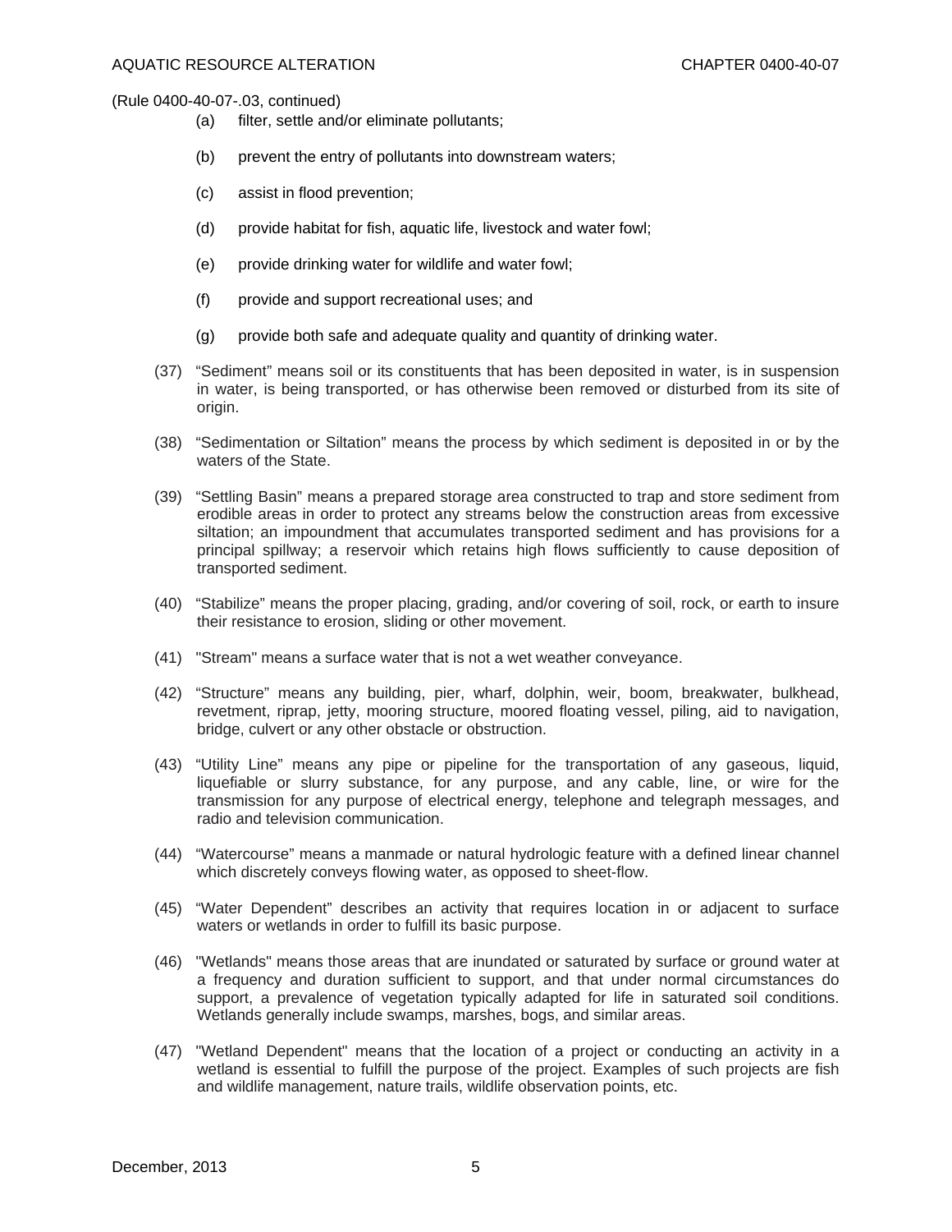(Rule 0400-40-07-.03, continued)

(a) filter, settle and/or eliminate pollutants;

(b) prevent the entry of pollutants into downstream waters;

(c) assist in flood prevention;

(d) provide habitat for fish, aquatic life, livestock and water fowl;

(e) provide drinking water for wildlife and water fowl;

(f) provide and support recreational uses; and

(g) provide both safe and adequate quality and quantity of drinking water.

(37) "Sediment" means soil or its constituents that has been deposited in water, is in suspension in water, is being transported, or has otherwise been removed or disturbed from its site of origin.

(38) "Sedimentation or Siltation" means the process by which sediment is deposited in or by the waters of the State.

(39) "Settling Basin" means a prepared storage area constructed to trap and store sediment from erodible areas in order to protect any streams below the construction areas from excessive siltation; an impoundment that accumulates transported sediment and has provisions for a principal spillway; a reservoir which retains high flows sufficiently to cause deposition of transported sediment.

(40) "Stabilize" means the proper placing, grading, and/or covering of soil, rock, or earth to insure their resistance to erosion, sliding or other movement.

(41) "Stream" means a surface water that is not a wet weather conveyance.

(42) "Structure" means any building, pier, wharf, dolphin, weir, boom, breakwater, bulkhead, revetment, riprap, jetty, mooring structure, moored floating vessel, piling, aid to navigation, bridge, culvert or any other obstacle or obstruction.

(43) "Utility Line" means any pipe or pipeline for the transportation of any gaseous, liquid, liquefiable or slurry substance, for any purpose, and any cable, line, or wire for the transmission for any purpose of electrical energy, telephone and telegraph messages, and radio and television communication.

(44) "Watercourse" means a manmade or natural hydrologic feature with a defined linear channel which discretely conveys flowing water, as opposed to sheet-flow.

(45) "Water Dependent" describes an activity that requires location in or adjacent to surface waters or wetlands in order to fulfill its basic purpose.

(46) "Wetlands" means those areas that are inundated or saturated by surface or ground water at a frequency and duration sufficient to support, and that under normal circumstances do support, a prevalence of vegetation typically adapted for life in saturated soil conditions. Wetlands generally include swamps, marshes, bogs, and similar areas.

(47) "Wetland Dependent" means that the location of a project or conducting an activity in a wetland is essential to fulfill the purpose of the project. Examples of such projects are fish and wildlife management, nature trails, wildlife observation points, etc.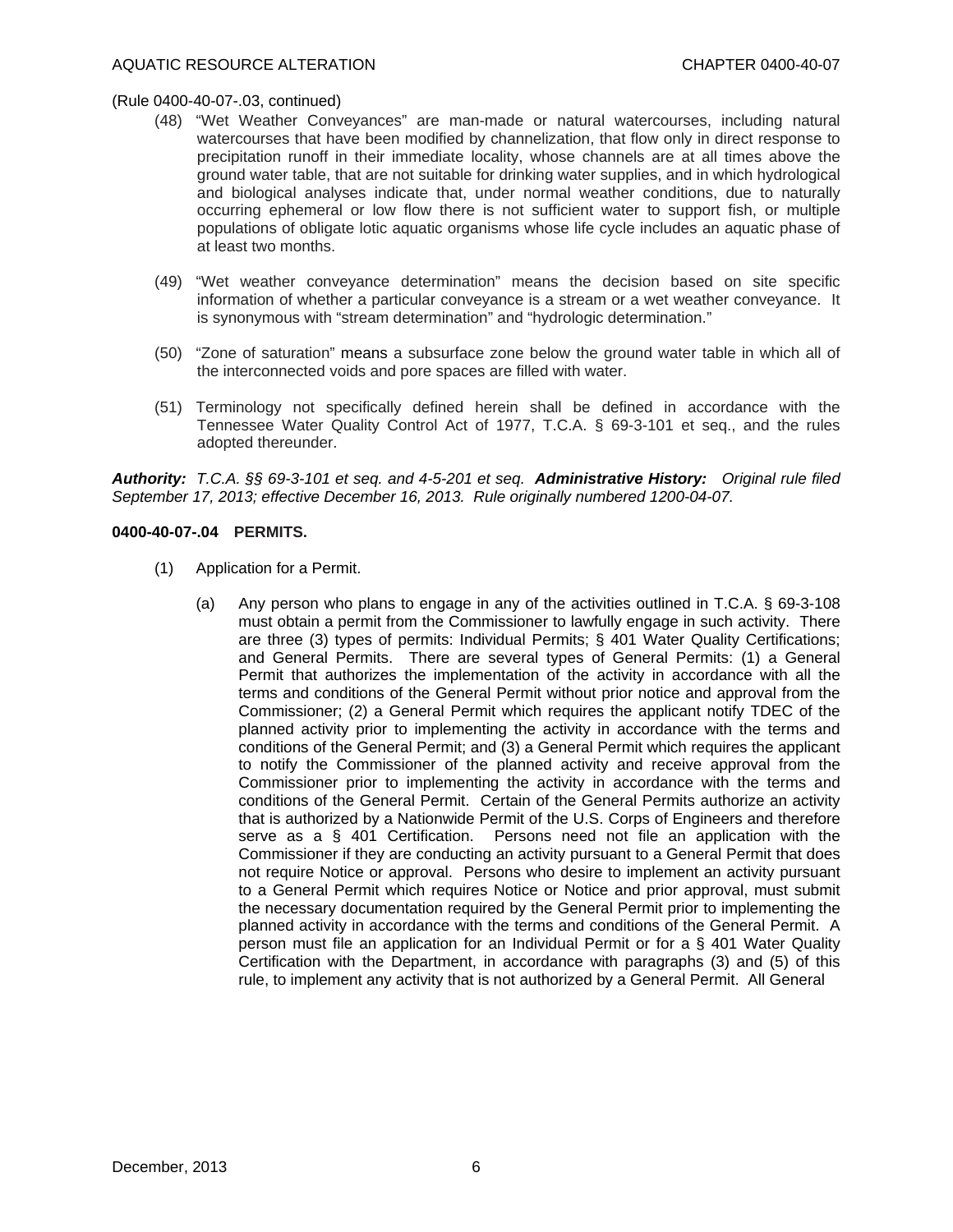(Rule 0400-40-07-.03, continued)

(48) "Wet Weather Conveyances" are man-made or natural watercourses, including natural watercourses that have been modified by channelization, that flow only in direct response to precipitation runoff in their immediate locality, whose channels are at all times above the ground water table, that are not suitable for drinking water supplies, and in which hydrological and biological analyses indicate that, under normal weather conditions, due to naturally occurring ephemeral or low flow there is not sufficient water to support fish, or multiple populations of obligate lotic aquatic organisms whose life cycle includes an aquatic phase of at least two months.

(49) "Wet weather conveyance determination" means the decision based on site specific information of whether a particular conveyance is a stream or a wet weather conveyance. It is synonymous with "stream determination" and "hydrologic determination."

(50) "Zone of saturation" means a subsurface zone below the ground water table in which all of the interconnected voids and pore spaces are filled with water.

(51) Terminology not specifically defined herein shall be defined in accordance with the Tennessee Water Quality Control Act of 1977, T.C.A. § 69-3-101 et seq., and the rules adopted thereunder.

***Authority:*** *T.C.A. §§ 69-3-101 et seq. and 4-5-201 et seq.* ***Administrative History:*** *Original rule filed September 17, 2013; effective December 16, 2013. Rule originally numbered 1200-04-07.*

**0400-40-07-.04 PERMITS.**

(1) Application for a Permit.

(a) Any person who plans to engage in any of the activities outlined in T.C.A. § 69-3-108 must obtain a permit from the Commissioner to lawfully engage in such activity. There are three (3) types of permits: Individual Permits; § 401 Water Quality Certifications; and General Permits. There are several types of General Permits: (1) a General Permit that authorizes the implementation of the activity in accordance with all the terms and conditions of the General Permit without prior notice and approval from the Commissioner; (2) a General Permit which requires the applicant notify TDEC of the planned activity prior to implementing the activity in accordance with the terms and conditions of the General Permit; and (3) a General Permit which requires the applicant to notify the Commissioner of the planned activity and receive approval from the Commissioner prior to implementing the activity in accordance with the terms and conditions of the General Permit. Certain of the General Permits authorize an activity that is authorized by a Nationwide Permit of the U.S. Corps of Engineers and therefore serve as a § 401 Certification. Persons need not file an application with the Commissioner if they are conducting an activity pursuant to a General Permit that does not require Notice or approval. Persons who desire to implement an activity pursuant to a General Permit which requires Notice or Notice and prior approval, must submit the necessary documentation required by the General Permit prior to implementing the planned activity in accordance with the terms and conditions of the General Permit. A person must file an application for an Individual Permit or for a § 401 Water Quality Certification with the Department, in accordance with paragraphs (3) and (5) of this rule, to implement any activity that is not authorized by a General Permit. All General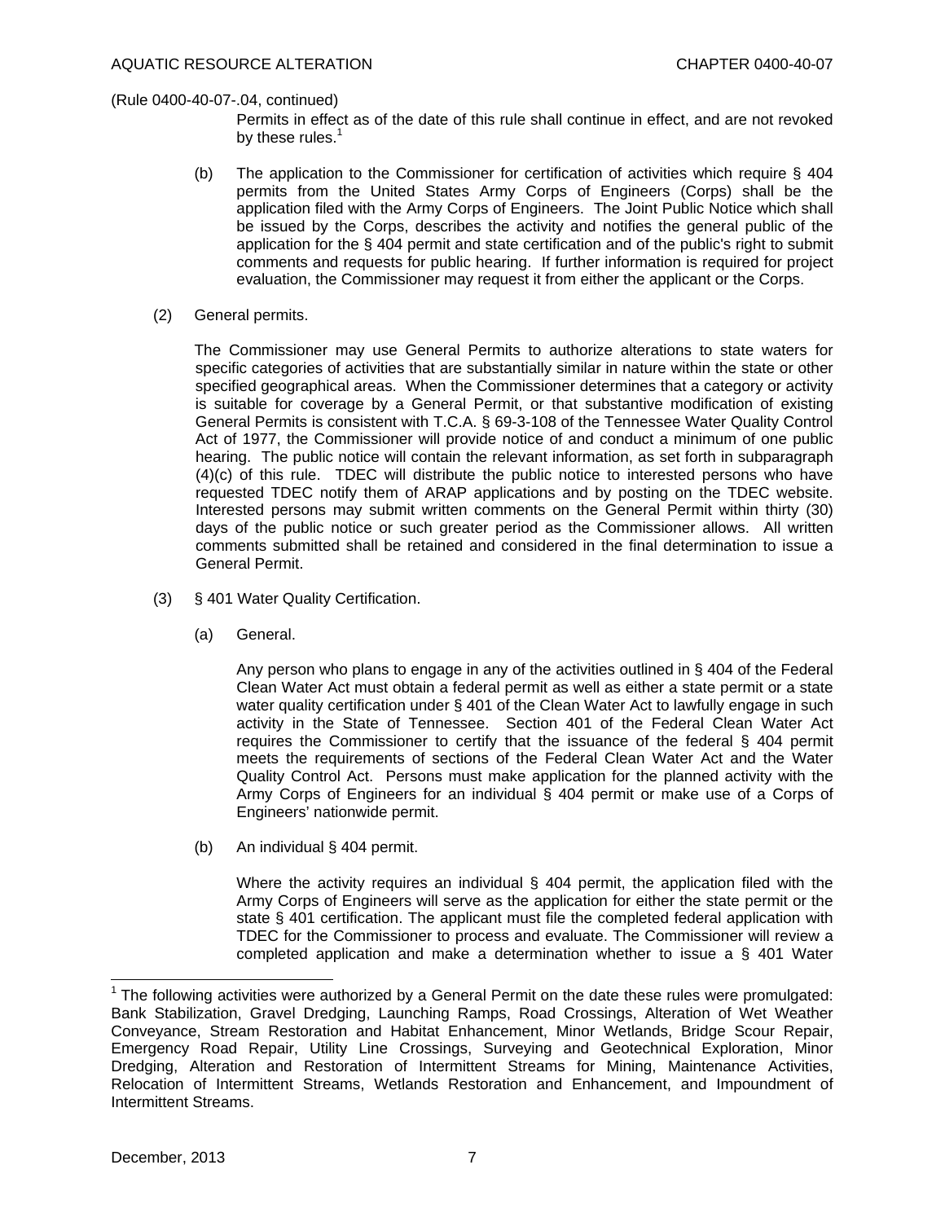(Rule 0400-40-07-.04, continued)

Permits in effect as of the date of this rule shall continue in effect, and are not revoked by these rules.[1]

(b) The application to the Commissioner for certification of activities which require § 404 permits from the United States Army Corps of Engineers (Corps) shall be the application filed with the Army Corps of Engineers. The Joint Public Notice which shall be issued by the Corps, describes the activity and notifies the general public of the application for the § 404 permit and state certification and of the public's right to submit comments and requests for public hearing. If further information is required for project evaluation, the Commissioner may request it from either the applicant or the Corps.

(2) General permits.

The Commissioner may use General Permits to authorize alterations to state waters for specific categories of activities that are substantially similar in nature within the state or other specified geographical areas. When the Commissioner determines that a category or activity is suitable for coverage by a General Permit, or that substantive modification of existing General Permits is consistent with T.C.A. § 69-3-108 of the Tennessee Water Quality Control Act of 1977, the Commissioner will provide notice of and conduct a minimum of one public hearing. The public notice will contain the relevant information, as set forth in subparagraph (4)(c) of this rule. TDEC will distribute the public notice to interested persons who have requested TDEC notify them of ARAP applications and by posting on the TDEC website. Interested persons may submit written comments on the General Permit within thirty (30) days of the public notice or such greater period as the Commissioner allows. All written comments submitted shall be retained and considered in the final determination to issue a General Permit.

(3) § 401 Water Quality Certification.

(a) General.

Any person who plans to engage in any of the activities outlined in § 404 of the Federal Clean Water Act must obtain a federal permit as well as either a state permit or a state water quality certification under § 401 of the Clean Water Act to lawfully engage in such activity in the State of Tennessee. Section 401 of the Federal Clean Water Act requires the Commissioner to certify that the issuance of the federal § 404 permit meets the requirements of sections of the Federal Clean Water Act and the Water Quality Control Act. Persons must make application for the planned activity with the Army Corps of Engineers for an individual § 404 permit or make use of a Corps of Engineers' nationwide permit.

(b) An individual § 404 permit.

Where the activity requires an individual § 404 permit, the application filed with the Army Corps of Engineers will serve as the application for either the state permit or the state § 401 certification. The applicant must file the completed federal application with TDEC for the Commissioner to process and evaluate. The Commissioner will review a completed application and make a determination whether to issue a § 401 Water

---

[1] The following activities were authorized by a General Permit on the date these rules were promulgated: Bank Stabilization, Gravel Dredging, Launching Ramps, Road Crossings, Alteration of Wet Weather Conveyance, Stream Restoration and Habitat Enhancement, Minor Wetlands, Bridge Scour Repair, Emergency Road Repair, Utility Line Crossings, Surveying and Geotechnical Exploration, Minor Dredging, Alteration and Restoration of Intermittent Streams for Mining, Maintenance Activities, Relocation of Intermittent Streams, Wetlands Restoration and Enhancement, and Impoundment of Intermittent Streams.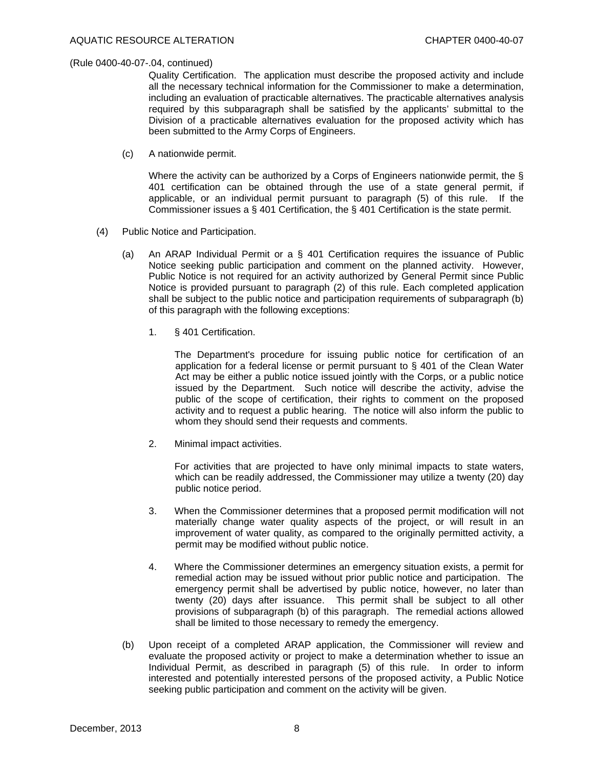(Rule 0400-40-07-.04, continued)

Quality Certification. The application must describe the proposed activity and include all the necessary technical information for the Commissioner to make a determination, including an evaluation of practicable alternatives. The practicable alternatives analysis required by this subparagraph shall be satisfied by the applicants' submittal to the Division of a practicable alternatives evaluation for the proposed activity which has been submitted to the Army Corps of Engineers.

(c) A nationwide permit.

Where the activity can be authorized by a Corps of Engineers nationwide permit, the § 401 certification can be obtained through the use of a state general permit, if applicable, or an individual permit pursuant to paragraph (5) of this rule. If the Commissioner issues a § 401 Certification, the § 401 Certification is the state permit.

(4) Public Notice and Participation.

(a) An ARAP Individual Permit or a § 401 Certification requires the issuance of Public Notice seeking public participation and comment on the planned activity. However, Public Notice is not required for an activity authorized by General Permit since Public Notice is provided pursuant to paragraph (2) of this rule. Each completed application shall be subject to the public notice and participation requirements of subparagraph (b) of this paragraph with the following exceptions:

1. § 401 Certification.

The Department's procedure for issuing public notice for certification of an application for a federal license or permit pursuant to § 401 of the Clean Water Act may be either a public notice issued jointly with the Corps, or a public notice issued by the Department. Such notice will describe the activity, advise the public of the scope of certification, their rights to comment on the proposed activity and to request a public hearing. The notice will also inform the public to whom they should send their requests and comments.

2. Minimal impact activities.

For activities that are projected to have only minimal impacts to state waters, which can be readily addressed, the Commissioner may utilize a twenty (20) day public notice period.

3. When the Commissioner determines that a proposed permit modification will not materially change water quality aspects of the project, or will result in an improvement of water quality, as compared to the originally permitted activity, a permit may be modified without public notice.

4. Where the Commissioner determines an emergency situation exists, a permit for remedial action may be issued without prior public notice and participation. The emergency permit shall be advertised by public notice, however, no later than twenty (20) days after issuance. This permit shall be subject to all other provisions of subparagraph (b) of this paragraph. The remedial actions allowed shall be limited to those necessary to remedy the emergency.

(b) Upon receipt of a completed ARAP application, the Commissioner will review and evaluate the proposed activity or project to make a determination whether to issue an Individual Permit, as described in paragraph (5) of this rule. In order to inform interested and potentially interested persons of the proposed activity, a Public Notice seeking public participation and comment on the activity will be given.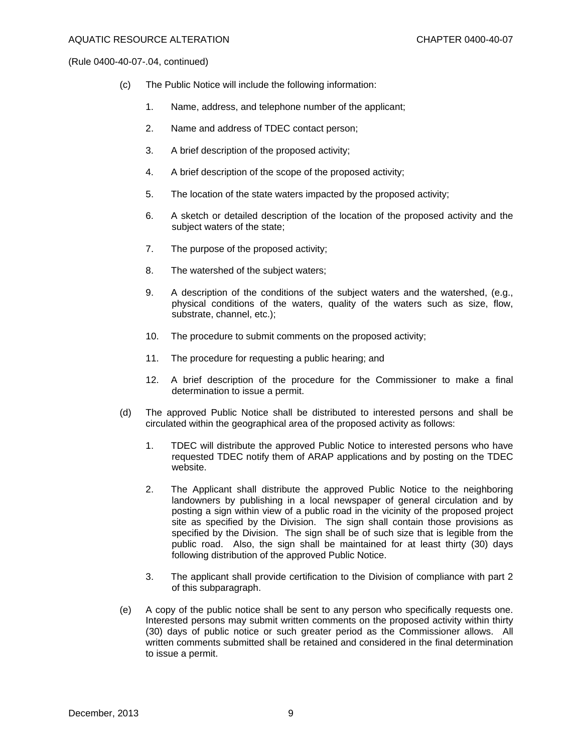(Rule 0400-40-07-.04, continued)

(c) The Public Notice will include the following information:

1. Name, address, and telephone number of the applicant;

2. Name and address of TDEC contact person;

3. A brief description of the proposed activity;

4. A brief description of the scope of the proposed activity;

5. The location of the state waters impacted by the proposed activity;

6. A sketch or detailed description of the location of the proposed activity and the subject waters of the state;

7. The purpose of the proposed activity;

8. The watershed of the subject waters;

9. A description of the conditions of the subject waters and the watershed, (e.g., physical conditions of the waters, quality of the waters such as size, flow, substrate, channel, etc.);

10. The procedure to submit comments on the proposed activity;

11. The procedure for requesting a public hearing; and

12. A brief description of the procedure for the Commissioner to make a final determination to issue a permit.

(d) The approved Public Notice shall be distributed to interested persons and shall be circulated within the geographical area of the proposed activity as follows:

1. TDEC will distribute the approved Public Notice to interested persons who have requested TDEC notify them of ARAP applications and by posting on the TDEC website.

2. The Applicant shall distribute the approved Public Notice to the neighboring landowners by publishing in a local newspaper of general circulation and by posting a sign within view of a public road in the vicinity of the proposed project site as specified by the Division. The sign shall contain those provisions as specified by the Division. The sign shall be of such size that is legible from the public road. Also, the sign shall be maintained for at least thirty (30) days following distribution of the approved Public Notice.

3. The applicant shall provide certification to the Division of compliance with part 2 of this subparagraph.

(e) A copy of the public notice shall be sent to any person who specifically requests one. Interested persons may submit written comments on the proposed activity within thirty (30) days of public notice or such greater period as the Commissioner allows. All written comments submitted shall be retained and considered in the final determination to issue a permit.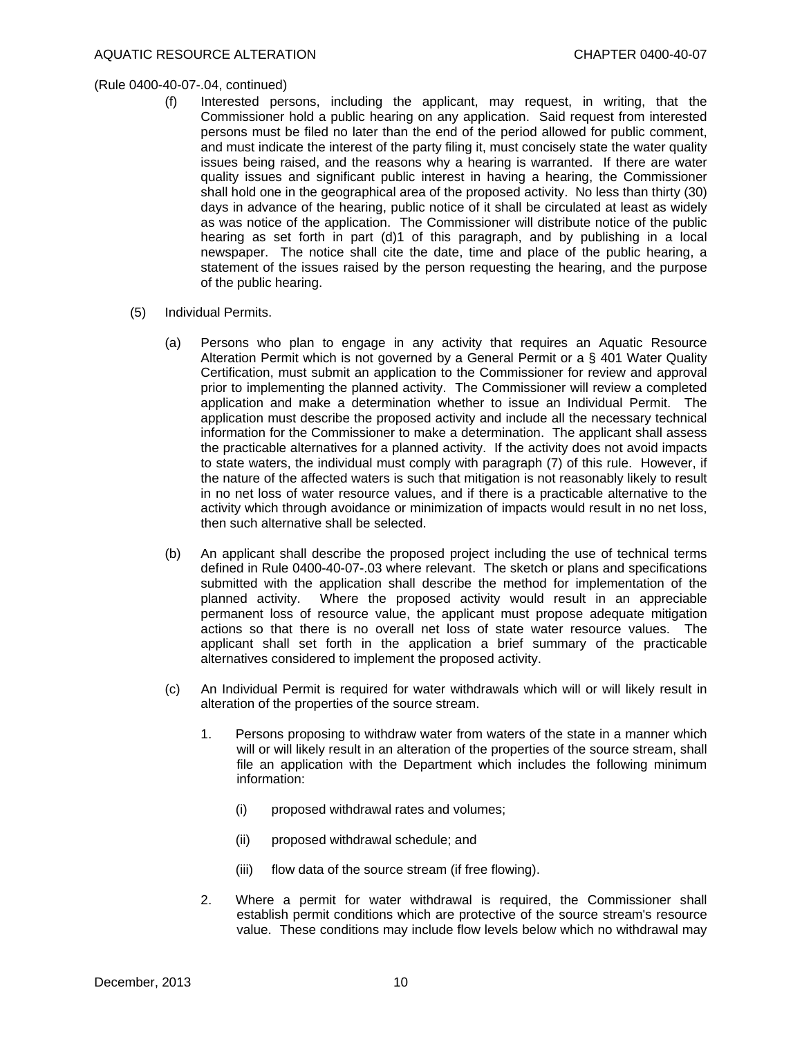(Rule 0400-40-07-.04, continued)

(f) Interested persons, including the applicant, may request, in writing, that the Commissioner hold a public hearing on any application. Said request from interested persons must be filed no later than the end of the period allowed for public comment, and must indicate the interest of the party filing it, must concisely state the water quality issues being raised, and the reasons why a hearing is warranted. If there are water quality issues and significant public interest in having a hearing, the Commissioner shall hold one in the geographical area of the proposed activity. No less than thirty (30) days in advance of the hearing, public notice of it shall be circulated at least as widely as was notice of the application. The Commissioner will distribute notice of the public hearing as set forth in part (d)1 of this paragraph, and by publishing in a local newspaper. The notice shall cite the date, time and place of the public hearing, a statement of the issues raised by the person requesting the hearing, and the purpose of the public hearing.

(5) Individual Permits.

(a) Persons who plan to engage in any activity that requires an Aquatic Resource Alteration Permit which is not governed by a General Permit or a § 401 Water Quality Certification, must submit an application to the Commissioner for review and approval prior to implementing the planned activity. The Commissioner will review a completed application and make a determination whether to issue an Individual Permit. The application must describe the proposed activity and include all the necessary technical information for the Commissioner to make a determination. The applicant shall assess the practicable alternatives for a planned activity. If the activity does not avoid impacts to state waters, the individual must comply with paragraph (7) of this rule. However, if the nature of the affected waters is such that mitigation is not reasonably likely to result in no net loss of water resource values, and if there is a practicable alternative to the activity which through avoidance or minimization of impacts would result in no net loss, then such alternative shall be selected.

(b) An applicant shall describe the proposed project including the use of technical terms defined in Rule 0400-40-07-.03 where relevant. The sketch or plans and specifications submitted with the application shall describe the method for implementation of the planned activity. Where the proposed activity would result in an appreciable permanent loss of resource value, the applicant must propose adequate mitigation actions so that there is no overall net loss of state water resource values. The applicant shall set forth in the application a brief summary of the practicable alternatives considered to implement the proposed activity.

(c) An Individual Permit is required for water withdrawals which will or will likely result in alteration of the properties of the source stream.

1. Persons proposing to withdraw water from waters of the state in a manner which will or will likely result in an alteration of the properties of the source stream, shall file an application with the Department which includes the following minimum information:

   (i) proposed withdrawal rates and volumes;

   (ii) proposed withdrawal schedule; and

   (iii) flow data of the source stream (if free flowing).

2. Where a permit for water withdrawal is required, the Commissioner shall establish permit conditions which are protective of the source stream's resource value. These conditions may include flow levels below which no withdrawal may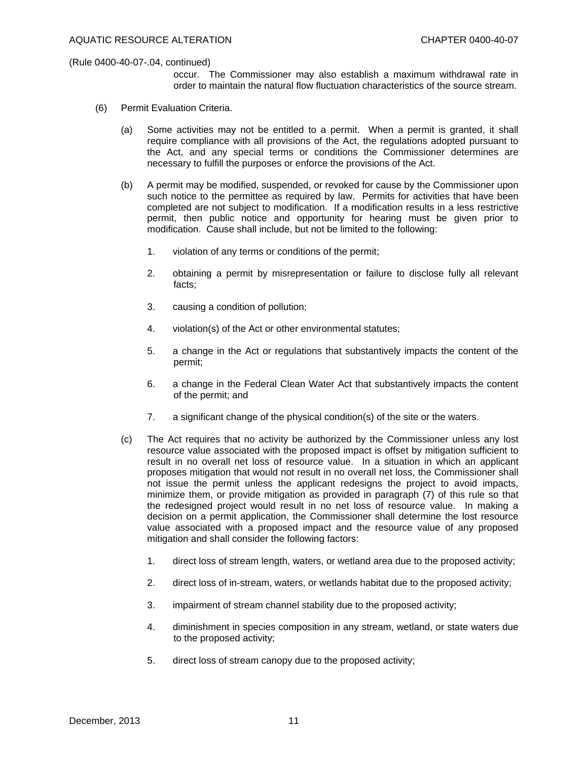(Rule 0400-40-07-.04, continued)

occur. The Commissioner may also establish a maximum withdrawal rate in order to maintain the natural flow fluctuation characteristics of the source stream.

(6) Permit Evaluation Criteria.

(a) Some activities may not be entitled to a permit. When a permit is granted, it shall require compliance with all provisions of the Act, the regulations adopted pursuant to the Act, and any special terms or conditions the Commissioner determines are necessary to fulfill the purposes or enforce the provisions of the Act.

(b) A permit may be modified, suspended, or revoked for cause by the Commissioner upon such notice to the permittee as required by law. Permits for activities that have been completed are not subject to modification. If a modification results in a less restrictive permit, then public notice and opportunity for hearing must be given prior to modification. Cause shall include, but not be limited to the following:

1. violation of any terms or conditions of the permit;

2. obtaining a permit by misrepresentation or failure to disclose fully all relevant facts;

3. causing a condition of pollution;

4. violation(s) of the Act or other environmental statutes;

5. a change in the Act or regulations that substantively impacts the content of the permit;

6. a change in the Federal Clean Water Act that substantively impacts the content of the permit; and

7. a significant change of the physical condition(s) of the site or the waters.

(c) The Act requires that no activity be authorized by the Commissioner unless any lost resource value associated with the proposed impact is offset by mitigation sufficient to result in no overall net loss of resource value. In a situation in which an applicant proposes mitigation that would not result in no overall net loss, the Commissioner shall not issue the permit unless the applicant redesigns the project to avoid impacts, minimize them, or provide mitigation as provided in paragraph (7) of this rule so that the redesigned project would result in no net loss of resource value. In making a decision on a permit application, the Commissioner shall determine the lost resource value associated with a proposed impact and the resource value of any proposed mitigation and shall consider the following factors:

1. direct loss of stream length, waters, or wetland area due to the proposed activity;

2. direct loss of in-stream, waters, or wetlands habitat due to the proposed activity;

3. impairment of stream channel stability due to the proposed activity;

4. diminishment in species composition in any stream, wetland, or state waters due to the proposed activity;

5. direct loss of stream canopy due to the proposed activity;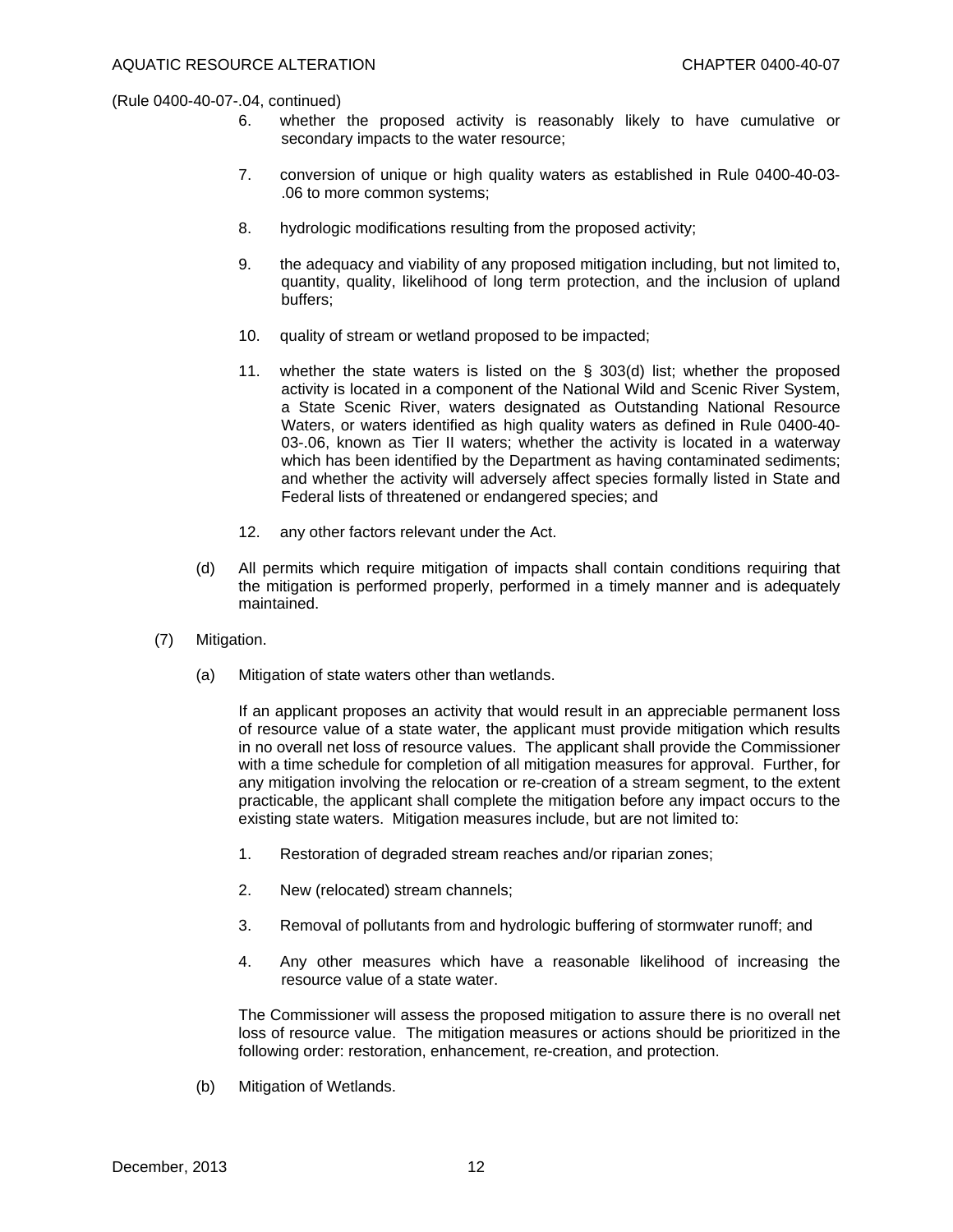(Rule 0400-40-07-.04, continued)

6. whether the proposed activity is reasonably likely to have cumulative or secondary impacts to the water resource;

7. conversion of unique or high quality waters as established in Rule 0400-40-03-.06 to more common systems;

8. hydrologic modifications resulting from the proposed activity;

9. the adequacy and viability of any proposed mitigation including, but not limited to, quantity, quality, likelihood of long term protection, and the inclusion of upland buffers;

10. quality of stream or wetland proposed to be impacted;

11. whether the state waters is listed on the § 303(d) list; whether the proposed activity is located in a component of the National Wild and Scenic River System, a State Scenic River, waters designated as Outstanding National Resource Waters, or waters identified as high quality waters as defined in Rule 0400-40-03-.06, known as Tier II waters; whether the activity is located in a waterway which has been identified by the Department as having contaminated sediments; and whether the activity will adversely affect species formally listed in State and Federal lists of threatened or endangered species; and

12. any other factors relevant under the Act.

(d) All permits which require mitigation of impacts shall contain conditions requiring that the mitigation is performed properly, performed in a timely manner and is adequately maintained.

(7) Mitigation.

(a) Mitigation of state waters other than wetlands.

If an applicant proposes an activity that would result in an appreciable permanent loss of resource value of a state water, the applicant must provide mitigation which results in no overall net loss of resource values. The applicant shall provide the Commissioner with a time schedule for completion of all mitigation measures for approval. Further, for any mitigation involving the relocation or re-creation of a stream segment, to the extent practicable, the applicant shall complete the mitigation before any impact occurs to the existing state waters. Mitigation measures include, but are not limited to:

1. Restoration of degraded stream reaches and/or riparian zones;

2. New (relocated) stream channels;

3. Removal of pollutants from and hydrologic buffering of stormwater runoff; and

4. Any other measures which have a reasonable likelihood of increasing the resource value of a state water.

The Commissioner will assess the proposed mitigation to assure there is no overall net loss of resource value. The mitigation measures or actions should be prioritized in the following order: restoration, enhancement, re-creation, and protection.

(b) Mitigation of Wetlands.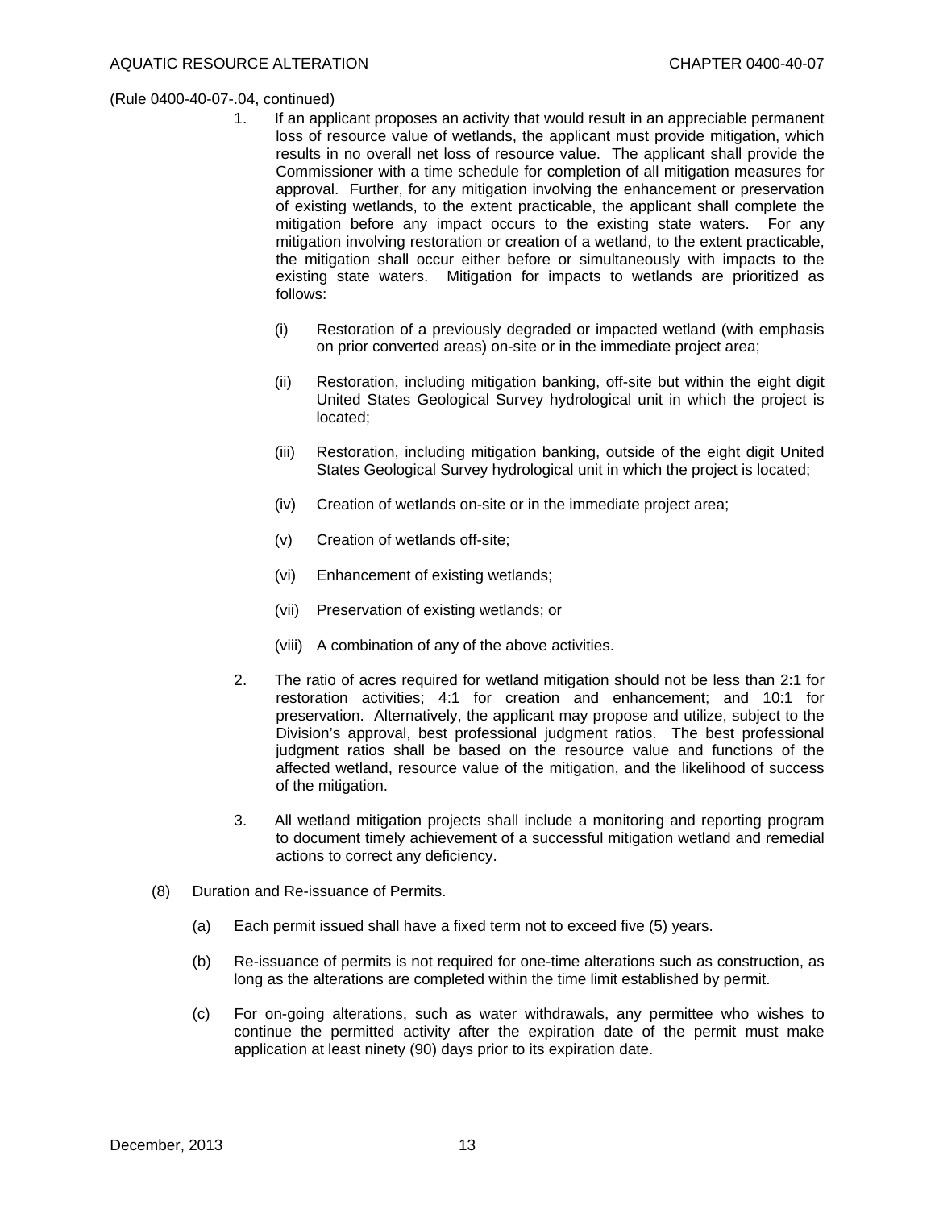(Rule 0400-40-07-.04, continued)

1. If an applicant proposes an activity that would result in an appreciable permanent loss of resource value of wetlands, the applicant must provide mitigation, which results in no overall net loss of resource value. The applicant shall provide the Commissioner with a time schedule for completion of all mitigation measures for approval. Further, for any mitigation involving the enhancement or preservation of existing wetlands, to the extent practicable, the applicant shall complete the mitigation before any impact occurs to the existing state waters. For any mitigation involving restoration or creation of a wetland, to the extent practicable, the mitigation shall occur either before or simultaneously with impacts to the existing state waters. Mitigation for impacts to wetlands are prioritized as follows:

   (i) Restoration of a previously degraded or impacted wetland (with emphasis on prior converted areas) on-site or in the immediate project area;

   (ii) Restoration, including mitigation banking, off-site but within the eight digit United States Geological Survey hydrological unit in which the project is located;

   (iii) Restoration, including mitigation banking, outside of the eight digit United States Geological Survey hydrological unit in which the project is located;

   (iv) Creation of wetlands on-site or in the immediate project area;

   (v) Creation of wetlands off-site;

   (vi) Enhancement of existing wetlands;

   (vii) Preservation of existing wetlands; or

   (viii) A combination of any of the above activities.

2. The ratio of acres required for wetland mitigation should not be less than 2:1 for restoration activities; 4:1 for creation and enhancement; and 10:1 for preservation. Alternatively, the applicant may propose and utilize, subject to the Division's approval, best professional judgment ratios. The best professional judgment ratios shall be based on the resource value and functions of the affected wetland, resource value of the mitigation, and the likelihood of success of the mitigation.

3. All wetland mitigation projects shall include a monitoring and reporting program to document timely achievement of a successful mitigation wetland and remedial actions to correct any deficiency.

(8) Duration and Re-issuance of Permits.

   (a) Each permit issued shall have a fixed term not to exceed five (5) years.

   (b) Re-issuance of permits is not required for one-time alterations such as construction, as long as the alterations are completed within the time limit established by permit.

   (c) For on-going alterations, such as water withdrawals, any permittee who wishes to continue the permitted activity after the expiration date of the permit must make application at least ninety (90) days prior to its expiration date.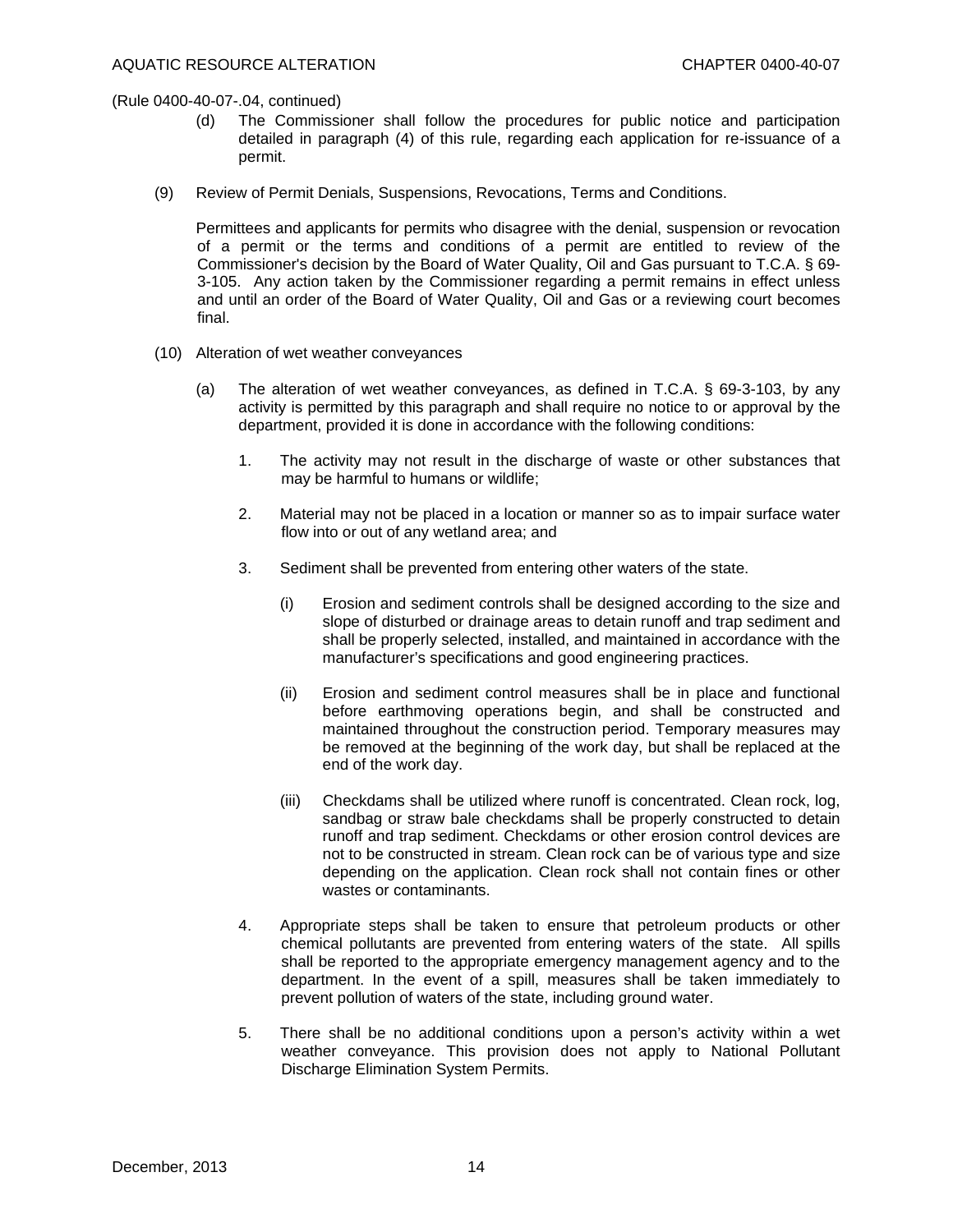(Rule 0400-40-07-.04, continued)

(d) The Commissioner shall follow the procedures for public notice and participation detailed in paragraph (4) of this rule, regarding each application for re-issuance of a permit.

(9) Review of Permit Denials, Suspensions, Revocations, Terms and Conditions.

Permittees and applicants for permits who disagree with the denial, suspension or revocation of a permit or the terms and conditions of a permit are entitled to review of the Commissioner's decision by the Board of Water Quality, Oil and Gas pursuant to T.C.A. § 69-3-105. Any action taken by the Commissioner regarding a permit remains in effect unless and until an order of the Board of Water Quality, Oil and Gas or a reviewing court becomes final.

(10) Alteration of wet weather conveyances

(a) The alteration of wet weather conveyances, as defined in T.C.A. § 69-3-103, by any activity is permitted by this paragraph and shall require no notice to or approval by the department, provided it is done in accordance with the following conditions:

1. The activity may not result in the discharge of waste or other substances that may be harmful to humans or wildlife;

2. Material may not be placed in a location or manner so as to impair surface water flow into or out of any wetland area; and

3. Sediment shall be prevented from entering other waters of the state.

(i) Erosion and sediment controls shall be designed according to the size and slope of disturbed or drainage areas to detain runoff and trap sediment and shall be properly selected, installed, and maintained in accordance with the manufacturer's specifications and good engineering practices.

(ii) Erosion and sediment control measures shall be in place and functional before earthmoving operations begin, and shall be constructed and maintained throughout the construction period. Temporary measures may be removed at the beginning of the work day, but shall be replaced at the end of the work day.

(iii) Checkdams shall be utilized where runoff is concentrated. Clean rock, log, sandbag or straw bale checkdams shall be properly constructed to detain runoff and trap sediment. Checkdams or other erosion control devices are not to be constructed in stream. Clean rock can be of various type and size depending on the application. Clean rock shall not contain fines or other wastes or contaminants.

4. Appropriate steps shall be taken to ensure that petroleum products or other chemical pollutants are prevented from entering waters of the state. All spills shall be reported to the appropriate emergency management agency and to the department. In the event of a spill, measures shall be taken immediately to prevent pollution of waters of the state, including ground water.

5. There shall be no additional conditions upon a person's activity within a wet weather conveyance. This provision does not apply to National Pollutant Discharge Elimination System Permits.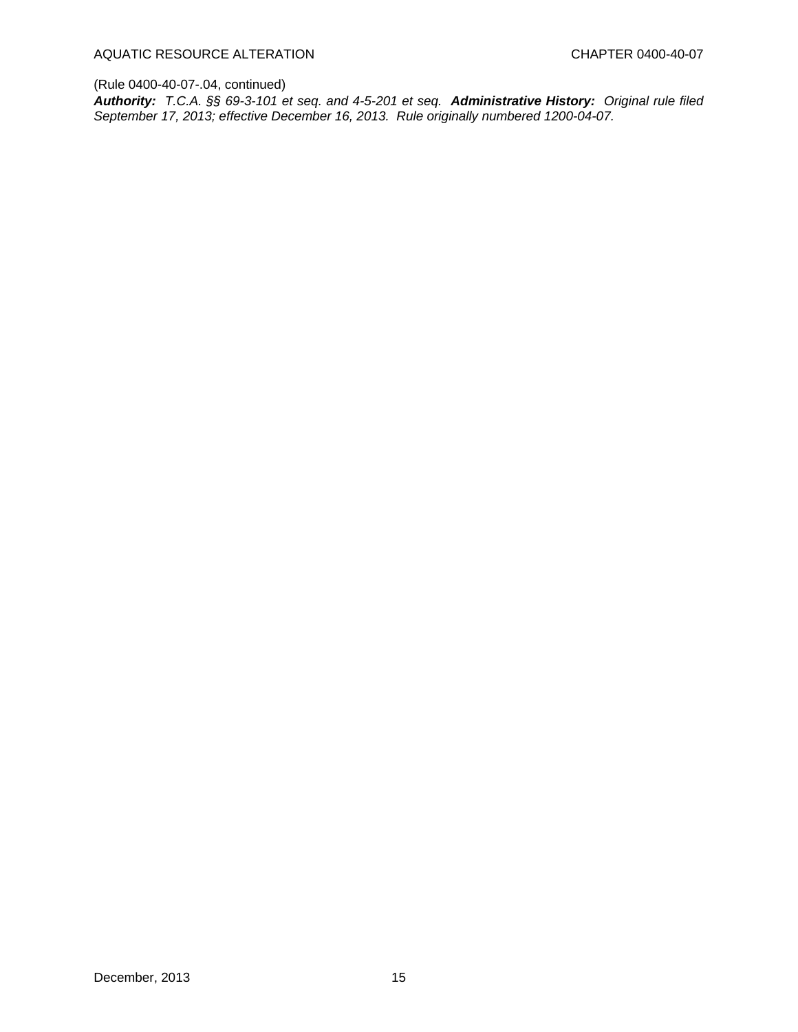(Rule 0400-40-07-.04, continued)

***Authority:*** *T.C.A. §§ 69-3-101 et seq. and 4-5-201 et seq.* ***Administrative History:*** *Original rule filed September 17, 2013; effective December 16, 2013. Rule originally numbered 1200-04-07.*